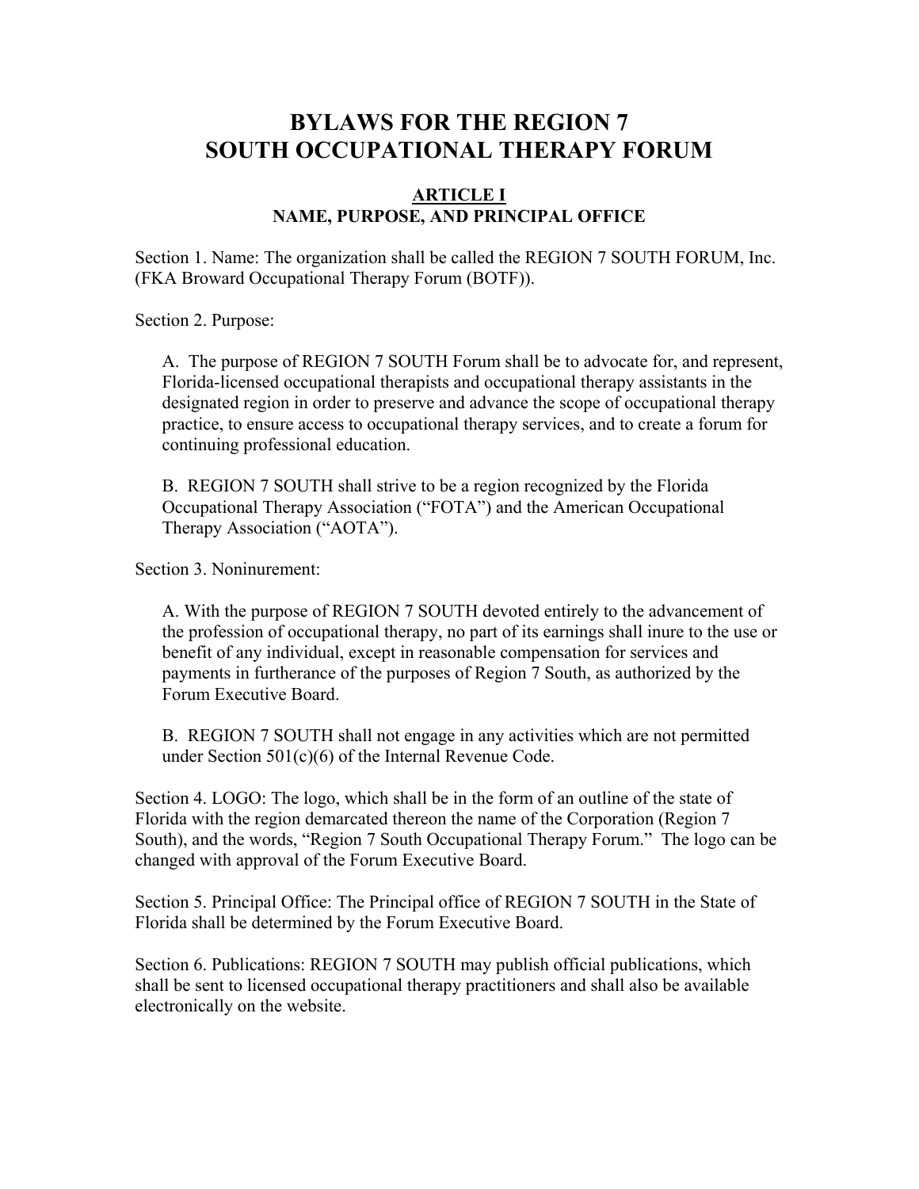# BYLAWS FOR THE REGION 7 SOUTH OCCUPATIONAL THERAPY FORUM

## ARTICLE I
## NAME, PURPOSE, AND PRINCIPAL OFFICE

Section 1. Name: The organization shall be called the REGION 7 SOUTH FORUM, Inc. (FKA Broward Occupational Therapy Forum (BOTF)).

Section 2. Purpose:

A. The purpose of REGION 7 SOUTH Forum shall be to advocate for, and represent, Florida-licensed occupational therapists and occupational therapy assistants in the designated region in order to preserve and advance the scope of occupational therapy practice, to ensure access to occupational therapy services, and to create a forum for continuing professional education.

B. REGION 7 SOUTH shall strive to be a region recognized by the Florida Occupational Therapy Association ("FOTA") and the American Occupational Therapy Association ("AOTA").

Section 3. Noninurement:

A. With the purpose of REGION 7 SOUTH devoted entirely to the advancement of the profession of occupational therapy, no part of its earnings shall inure to the use or benefit of any individual, except in reasonable compensation for services and payments in furtherance of the purposes of Region 7 South, as authorized by the Forum Executive Board.

B. REGION 7 SOUTH shall not engage in any activities which are not permitted under Section 501(c)(6) of the Internal Revenue Code.

Section 4. LOGO: The logo, which shall be in the form of an outline of the state of Florida with the region demarcated thereon the name of the Corporation (Region 7 South), and the words, "Region 7 South Occupational Therapy Forum." The logo can be changed with approval of the Forum Executive Board.

Section 5. Principal Office: The Principal office of REGION 7 SOUTH in the State of Florida shall be determined by the Forum Executive Board.

Section 6. Publications: REGION 7 SOUTH may publish official publications, which shall be sent to licensed occupational therapy practitioners and shall also be available electronically on the website.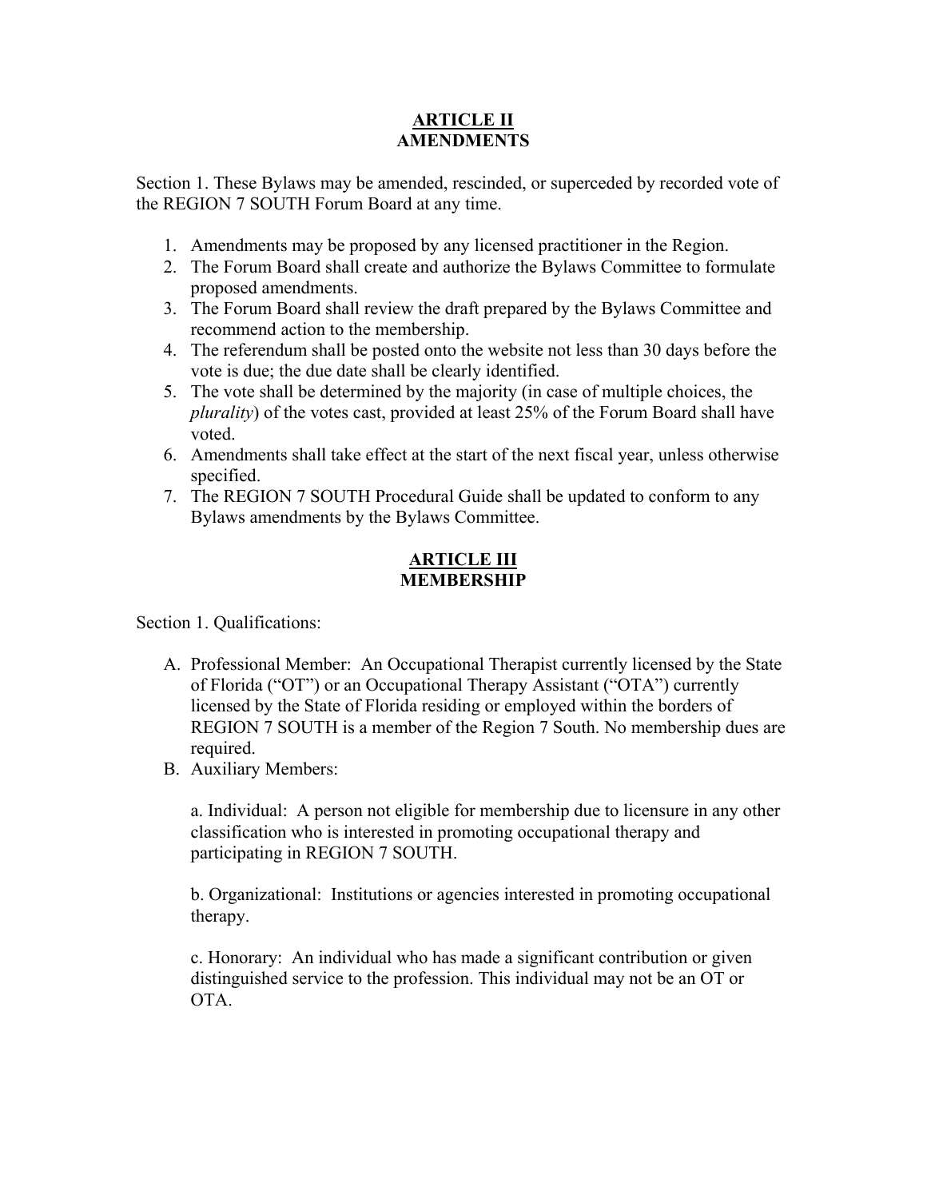## ARTICLE II
## AMENDMENTS

Section 1. These Bylaws may be amended, rescinded, or superceded by recorded vote of the REGION 7 SOUTH Forum Board at any time.

1. Amendments may be proposed by any licensed practitioner in the Region.
2. The Forum Board shall create and authorize the Bylaws Committee to formulate proposed amendments.
3. The Forum Board shall review the draft prepared by the Bylaws Committee and recommend action to the membership.
4. The referendum shall be posted onto the website not less than 30 days before the vote is due; the due date shall be clearly identified.
5. The vote shall be determined by the majority (in case of multiple choices, the *plurality*) of the votes cast, provided at least 25% of the Forum Board shall have voted.
6. Amendments shall take effect at the start of the next fiscal year, unless otherwise specified.
7. The REGION 7 SOUTH Procedural Guide shall be updated to conform to any Bylaws amendments by the Bylaws Committee.

## ARTICLE III
## MEMBERSHIP

Section 1. Qualifications:

A. Professional Member: An Occupational Therapist currently licensed by the State of Florida ("OT") or an Occupational Therapy Assistant ("OTA") currently licensed by the State of Florida residing or employed within the borders of REGION 7 SOUTH is a member of the Region 7 South. No membership dues are required.

B. Auxiliary Members:

   a. Individual: A person not eligible for membership due to licensure in any other classification who is interested in promoting occupational therapy and participating in REGION 7 SOUTH.

   b. Organizational: Institutions or agencies interested in promoting occupational therapy.

   c. Honorary: An individual who has made a significant contribution or given distinguished service to the profession. This individual may not be an OT or OTA.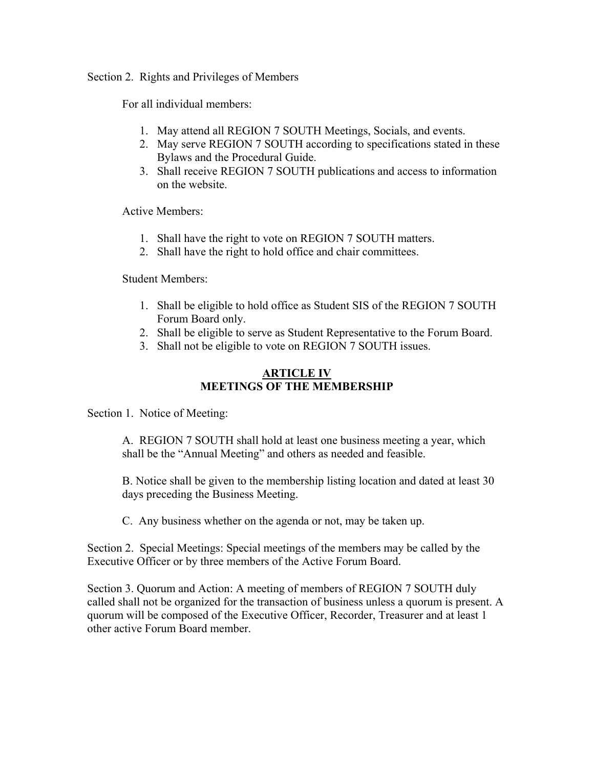Section 2. Rights and Privileges of Members

For all individual members:

1. May attend all REGION 7 SOUTH Meetings, Socials, and events.
2. May serve REGION 7 SOUTH according to specifications stated in these Bylaws and the Procedural Guide.
3. Shall receive REGION 7 SOUTH publications and access to information on the website.

Active Members:

1. Shall have the right to vote on REGION 7 SOUTH matters.
2. Shall have the right to hold office and chair committees.

Student Members:

1. Shall be eligible to hold office as Student SIS of the REGION 7 SOUTH Forum Board only.
2. Shall be eligible to serve as Student Representative to the Forum Board.
3. Shall not be eligible to vote on REGION 7 SOUTH issues.

## ARTICLE IV
## MEETINGS OF THE MEMBERSHIP

Section 1. Notice of Meeting:

A. REGION 7 SOUTH shall hold at least one business meeting a year, which shall be the "Annual Meeting" and others as needed and feasible.

B. Notice shall be given to the membership listing location and dated at least 30 days preceding the Business Meeting.

C. Any business whether on the agenda or not, may be taken up.

Section 2. Special Meetings: Special meetings of the members may be called by the Executive Officer or by three members of the Active Forum Board.

Section 3. Quorum and Action: A meeting of members of REGION 7 SOUTH duly called shall not be organized for the transaction of business unless a quorum is present. A quorum will be composed of the Executive Officer, Recorder, Treasurer and at least 1 other active Forum Board member.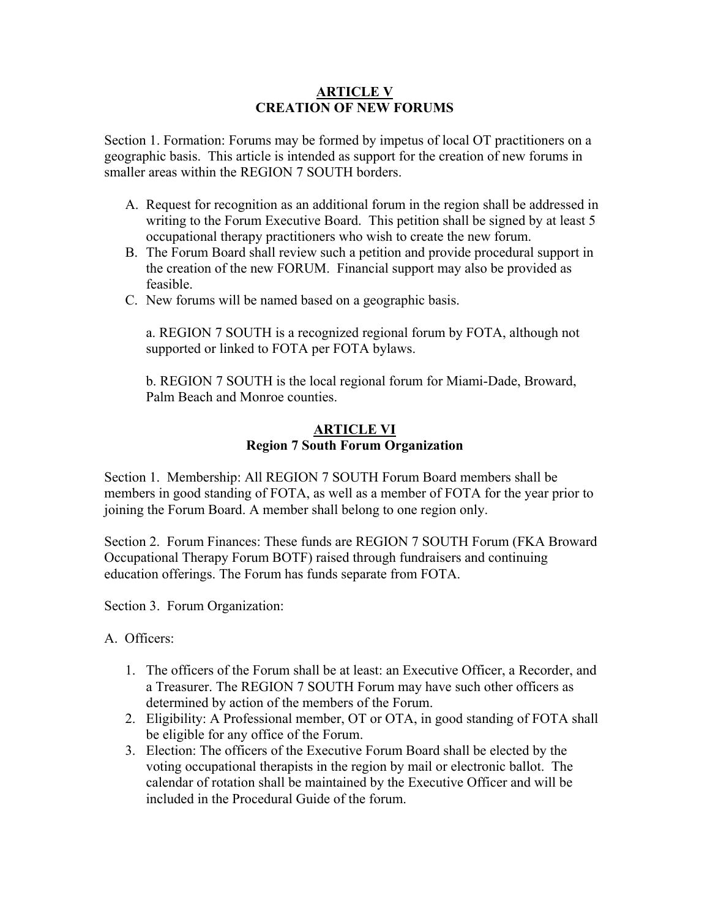## ARTICLE V
## CREATION OF NEW FORUMS

Section 1. Formation: Forums may be formed by impetus of local OT practitioners on a geographic basis. This article is intended as support for the creation of new forums in smaller areas within the REGION 7 SOUTH borders.

A. Request for recognition as an additional forum in the region shall be addressed in writing to the Forum Executive Board. This petition shall be signed by at least 5 occupational therapy practitioners who wish to create the new forum.
B. The Forum Board shall review such a petition and provide procedural support in the creation of the new FORUM. Financial support may also be provided as feasible.
C. New forums will be named based on a geographic basis.

   a. REGION 7 SOUTH is a recognized regional forum by FOTA, although not supported or linked to FOTA per FOTA bylaws.

   b. REGION 7 SOUTH is the local regional forum for Miami-Dade, Broward, Palm Beach and Monroe counties.

## ARTICLE VI
## Region 7 South Forum Organization

Section 1. Membership: All REGION 7 SOUTH Forum Board members shall be members in good standing of FOTA, as well as a member of FOTA for the year prior to joining the Forum Board. A member shall belong to one region only.

Section 2. Forum Finances: These funds are REGION 7 SOUTH Forum (FKA Broward Occupational Therapy Forum BOTF) raised through fundraisers and continuing education offerings. The Forum has funds separate from FOTA.

Section 3. Forum Organization:

A. Officers:

1. The officers of the Forum shall be at least: an Executive Officer, a Recorder, and a Treasurer. The REGION 7 SOUTH Forum may have such other officers as determined by action of the members of the Forum.
2. Eligibility: A Professional member, OT or OTA, in good standing of FOTA shall be eligible for any office of the Forum.
3. Election: The officers of the Executive Forum Board shall be elected by the voting occupational therapists in the region by mail or electronic ballot. The calendar of rotation shall be maintained by the Executive Officer and will be included in the Procedural Guide of the forum.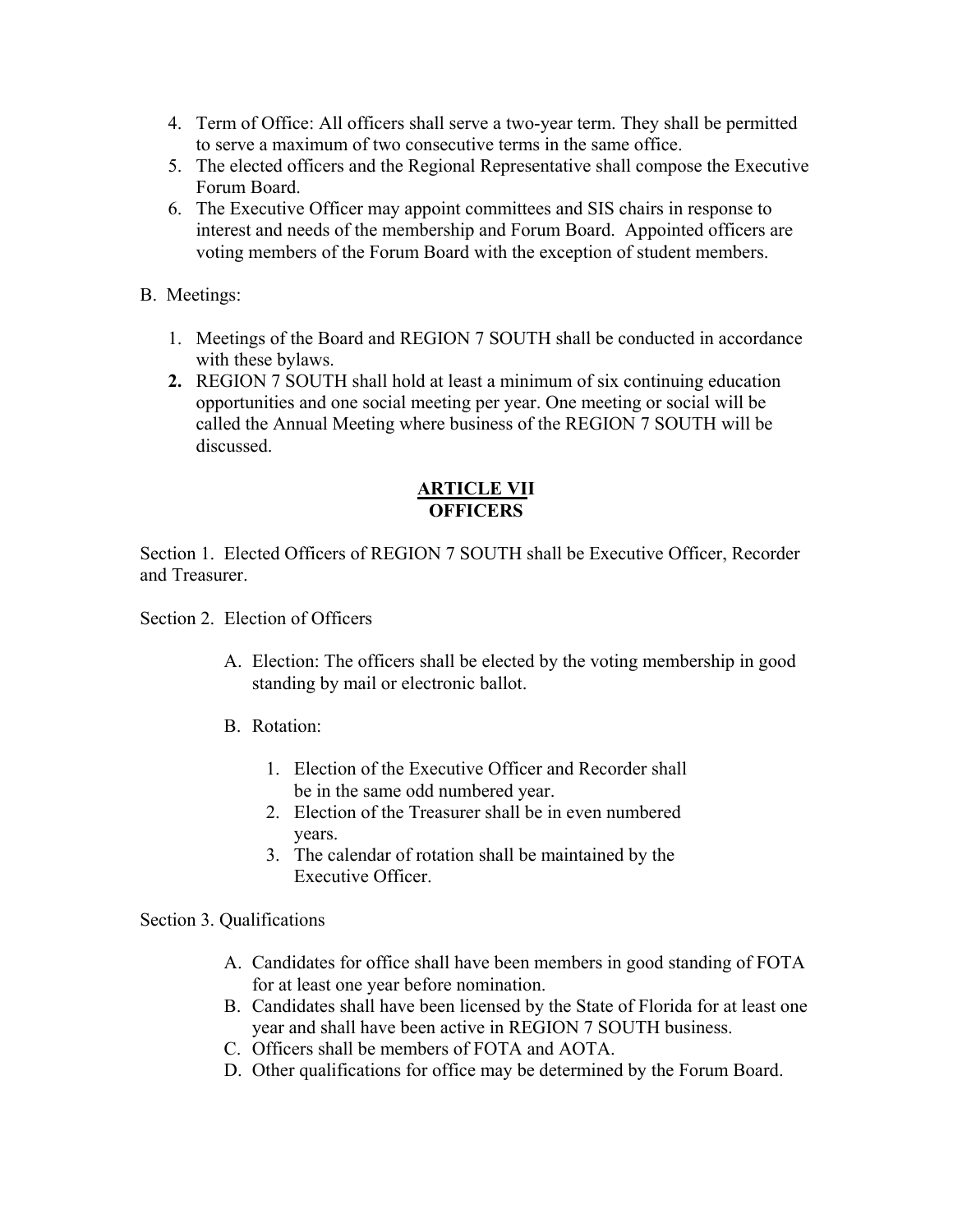4. Term of Office: All officers shall serve a two-year term. They shall be permitted to serve a maximum of two consecutive terms in the same office.
5. The elected officers and the Regional Representative shall compose the Executive Forum Board.
6. The Executive Officer may appoint committees and SIS chairs in response to interest and needs of the membership and Forum Board. Appointed officers are voting members of the Forum Board with the exception of student members.

B. Meetings:

1. Meetings of the Board and REGION 7 SOUTH shall be conducted in accordance with these bylaws.
2. REGION 7 SOUTH shall hold at least a minimum of six continuing education opportunities and one social meeting per year. One meeting or social will be called the Annual Meeting where business of the REGION 7 SOUTH will be discussed.

## ARTICLE VII
## OFFICERS

Section 1. Elected Officers of REGION 7 SOUTH shall be Executive Officer, Recorder and Treasurer.

Section 2. Election of Officers

A. Election: The officers shall be elected by the voting membership in good standing by mail or electronic ballot.

B. Rotation:

1. Election of the Executive Officer and Recorder shall be in the same odd numbered year.
2. Election of the Treasurer shall be in even numbered years.
3. The calendar of rotation shall be maintained by the Executive Officer.

Section 3. Qualifications

A. Candidates for office shall have been members in good standing of FOTA for at least one year before nomination.
B. Candidates shall have been licensed by the State of Florida for at least one year and shall have been active in REGION 7 SOUTH business.
C. Officers shall be members of FOTA and AOTA.
D. Other qualifications for office may be determined by the Forum Board.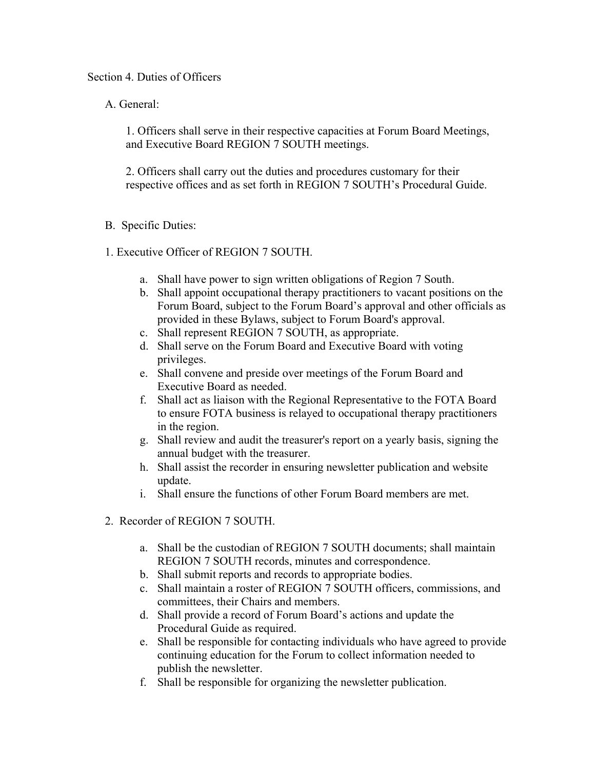Section 4. Duties of Officers

A. General:

1. Officers shall serve in their respective capacities at Forum Board Meetings, and Executive Board REGION 7 SOUTH meetings.

2. Officers shall carry out the duties and procedures customary for their respective offices and as set forth in REGION 7 SOUTH's Procedural Guide.

B. Specific Duties:

1. Executive Officer of REGION 7 SOUTH.

   a. Shall have power to sign written obligations of Region 7 South.
   b. Shall appoint occupational therapy practitioners to vacant positions on the Forum Board, subject to the Forum Board's approval and other officials as provided in these Bylaws, subject to Forum Board's approval.
   c. Shall represent REGION 7 SOUTH, as appropriate.
   d. Shall serve on the Forum Board and Executive Board with voting privileges.
   e. Shall convene and preside over meetings of the Forum Board and Executive Board as needed.
   f. Shall act as liaison with the Regional Representative to the FOTA Board to ensure FOTA business is relayed to occupational therapy practitioners in the region.
   g. Shall review and audit the treasurer's report on a yearly basis, signing the annual budget with the treasurer.
   h. Shall assist the recorder in ensuring newsletter publication and website update.
   i. Shall ensure the functions of other Forum Board members are met.

2. Recorder of REGION 7 SOUTH.

   a. Shall be the custodian of REGION 7 SOUTH documents; shall maintain REGION 7 SOUTH records, minutes and correspondence.
   b. Shall submit reports and records to appropriate bodies.
   c. Shall maintain a roster of REGION 7 SOUTH officers, commissions, and committees, their Chairs and members.
   d. Shall provide a record of Forum Board's actions and update the Procedural Guide as required.
   e. Shall be responsible for contacting individuals who have agreed to provide continuing education for the Forum to collect information needed to publish the newsletter.
   f. Shall be responsible for organizing the newsletter publication.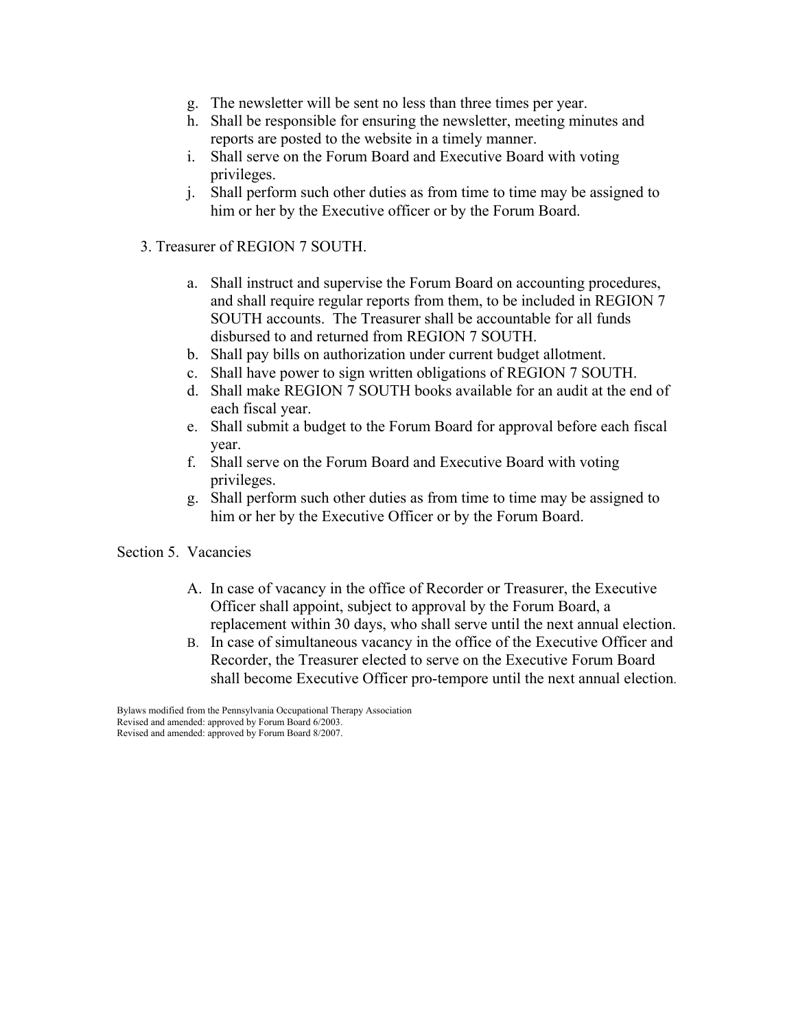g. The newsletter will be sent no less than three times per year.
h. Shall be responsible for ensuring the newsletter, meeting minutes and reports are posted to the website in a timely manner.
i. Shall serve on the Forum Board and Executive Board with voting privileges.
j. Shall perform such other duties as from time to time may be assigned to him or her by the Executive officer or by the Forum Board.

3. Treasurer of REGION 7 SOUTH.

   a. Shall instruct and supervise the Forum Board on accounting procedures, and shall require regular reports from them, to be included in REGION 7 SOUTH accounts. The Treasurer shall be accountable for all funds disbursed to and returned from REGION 7 SOUTH.
   b. Shall pay bills on authorization under current budget allotment.
   c. Shall have power to sign written obligations of REGION 7 SOUTH.
   d. Shall make REGION 7 SOUTH books available for an audit at the end of each fiscal year.
   e. Shall submit a budget to the Forum Board for approval before each fiscal year.
   f. Shall serve on the Forum Board and Executive Board with voting privileges.
   g. Shall perform such other duties as from time to time may be assigned to him or her by the Executive Officer or by the Forum Board.

Section 5. Vacancies

A. In case of vacancy in the office of Recorder or Treasurer, the Executive Officer shall appoint, subject to approval by the Forum Board, a replacement within 30 days, who shall serve until the next annual election.
B. In case of simultaneous vacancy in the office of the Executive Officer and Recorder, the Treasurer elected to serve on the Executive Forum Board shall become Executive Officer pro-tempore until the next annual election.

Bylaws modified from the Pennsylvania Occupational Therapy Association
Revised and amended: approved by Forum Board 6/2003.
Revised and amended: approved by Forum Board 8/2007.